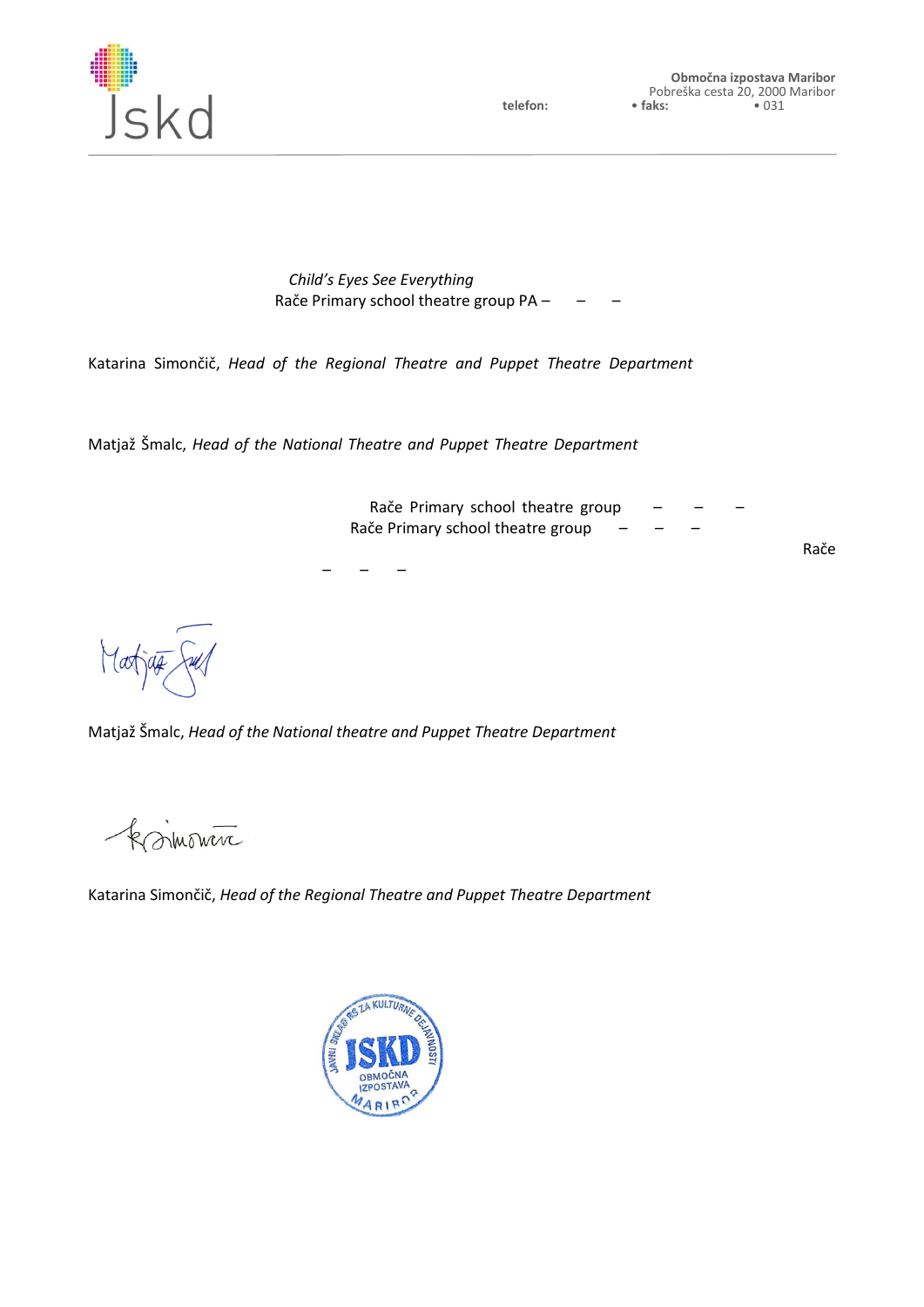**Območna izpostava Maribor**
Pobreška cesta 20, 2000 Maribor
**telefon:** • **faks:** • 031

*Child's Eyes See Everything*
Rače Primary school theatre group PA – – –

Katarina Simončič, *Head of the Regional Theatre and Puppet Theatre Department*

Matjaž Šmalc, *Head of the National Theatre and Puppet Theatre Department*

Rače Primary school theatre group – – –
Rače Primary school theatre group – – –

Rače

– – –

Matjaž Šmalc, *Head of the National theatre and Puppet Theatre Department*

Katarina Simončič, *Head of the Regional Theatre and Puppet Theatre Department*

JAVNI SKLAD RS ZA KULTURNE DEJAVNOSTI
JSKD
OBMOČNA IZPOSTAVA
MARIBOR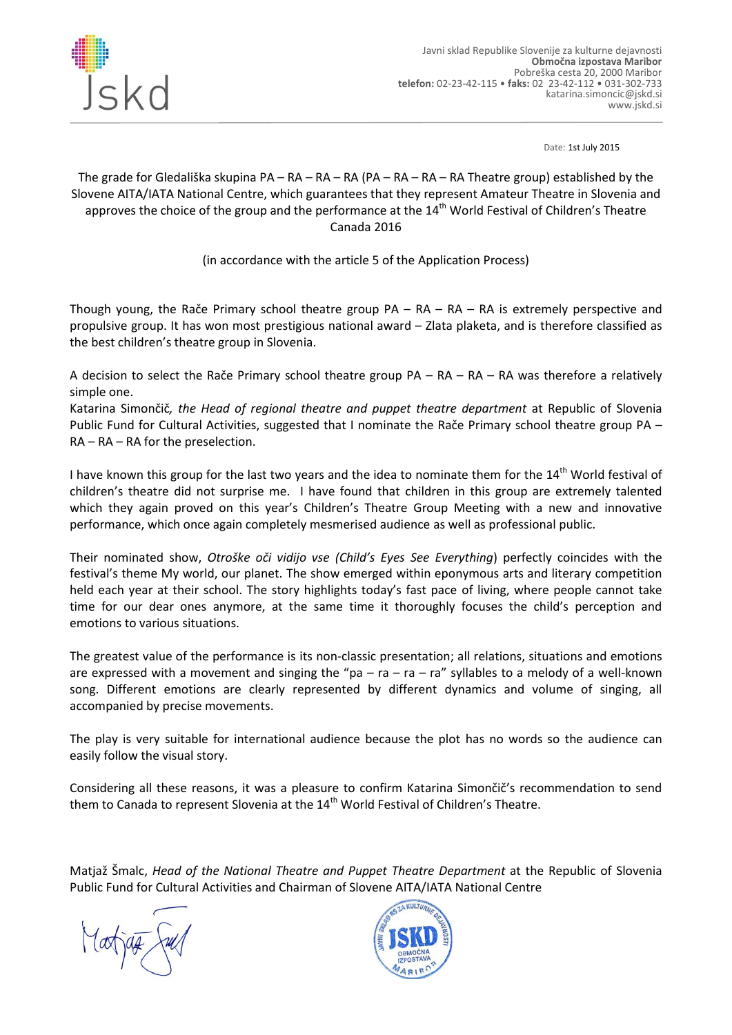Javni sklad Republike Slovenije za kulturne dejavnosti
**Območna izpostava Maribor**
Pobreška cesta 20, 2000 Maribor
**telefon:** 02-23-42-115 • **faks:** 02 23-42-112 • 031-302-733
katarina.simoncic@jskd.si
www.jskd.si

Date: 1st July 2015

The grade for Gledališka skupina PA – RA – RA – RA (PA – RA – RA – RA Theatre group) established by the Slovene AITA/IATA National Centre, which guarantees that they represent Amateur Theatre in Slovenia and approves the choice of the group and the performance at the 14th World Festival of Children's Theatre Canada 2016

(in accordance with the article 5 of the Application Process)

Though young, the Rače Primary school theatre group PA – RA – RA – RA is extremely perspective and propulsive group. It has won most prestigious national award – Zlata plaketa, and is therefore classified as the best children's theatre group in Slovenia.

A decision to select the Rače Primary school theatre group PA – RA – RA – RA was therefore a relatively simple one.
Katarina Simončič*, the Head of regional theatre and puppet theatre department* at Republic of Slovenia Public Fund for Cultural Activities, suggested that I nominate the Rače Primary school theatre group PA – RA – RA – RA for the preselection.

I have known this group for the last two years and the idea to nominate them for the 14th World festival of children's theatre did not surprise me. I have found that children in this group are extremely talented which they again proved on this year's Children's Theatre Group Meeting with a new and innovative performance, which once again completely mesmerised audience as well as professional public.

Their nominated show, *Otroške oči vidijo vse (Child's Eyes See Everything*) perfectly coincides with the festival's theme My world, our planet. The show emerged within eponymous arts and literary competition held each year at their school. The story highlights today's fast pace of living, where people cannot take time for our dear ones anymore, at the same time it thoroughly focuses the child's perception and emotions to various situations.

The greatest value of the performance is its non-classic presentation; all relations, situations and emotions are expressed with a movement and singing the "pa – ra – ra – ra" syllables to a melody of a well-known song. Different emotions are clearly represented by different dynamics and volume of singing, all accompanied by precise movements.

The play is very suitable for international audience because the plot has no words so the audience can easily follow the visual story.

Considering all these reasons, it was a pleasure to confirm Katarina Simončič's recommendation to send them to Canada to represent Slovenia at the 14th World Festival of Children's Theatre.

Matjaž Šmalc, *Head of the National Theatre and Puppet Theatre Department* at the Republic of Slovenia Public Fund for Cultural Activities and Chairman of Slovene AITA/IATA National Centre